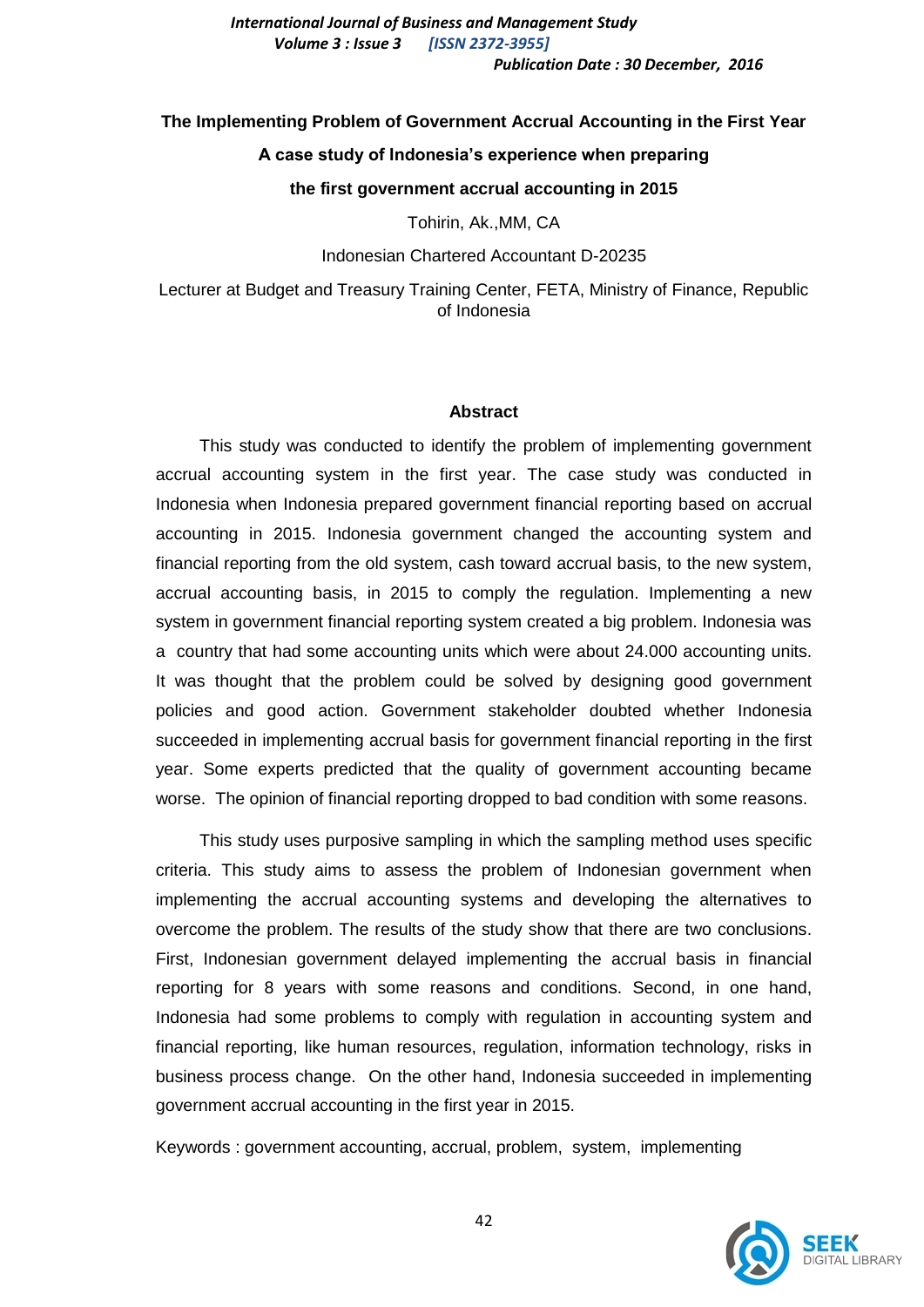# The Implementing Problem of Government Accrual Accounting in the First Year

## A case study of Indonesia's experience when preparing the first government accrual accounting in 2015

Tohirin, Ak.,MM, CA

Indonesian Chartered Accountant D-20235

Lecturer at Budget and Treasury Training Center, FETA, Ministry of Finance, Republic of Indonesia

### Abstract

This study was conducted to identify the problem of implementing government accrual accounting system in the first year. The case study was conducted in Indonesia when Indonesia prepared government financial reporting based on accrual accounting in 2015. Indonesia government changed the accounting system and financial reporting from the old system, cash toward accrual basis, to the new system, accrual accounting basis, in 2015 to comply the regulation. Implementing a new system in government financial reporting system created a big problem. Indonesia was a country that had some accounting units which were about 24.000 accounting units. It was thought that the problem could be solved by designing good government policies and good action. Government stakeholder doubted whether Indonesia succeeded in implementing accrual basis for government financial reporting in the first year. Some experts predicted that the quality of government accounting became worse. The opinion of financial reporting dropped to bad condition with some reasons.

This study uses purposive sampling in which the sampling method uses specific criteria. This study aims to assess the problem of Indonesian government when implementing the accrual accounting systems and developing the alternatives to overcome the problem. The results of the study show that there are two conclusions. First, Indonesian government delayed implementing the accrual basis in financial reporting for 8 years with some reasons and conditions. Second, in one hand, Indonesia had some problems to comply with regulation in accounting system and financial reporting, like human resources, regulation, information technology, risks in business process change. On the other hand, Indonesia succeeded in implementing government accrual accounting in the first year in 2015.

Keywords : government accounting, accrual, problem, system, implementing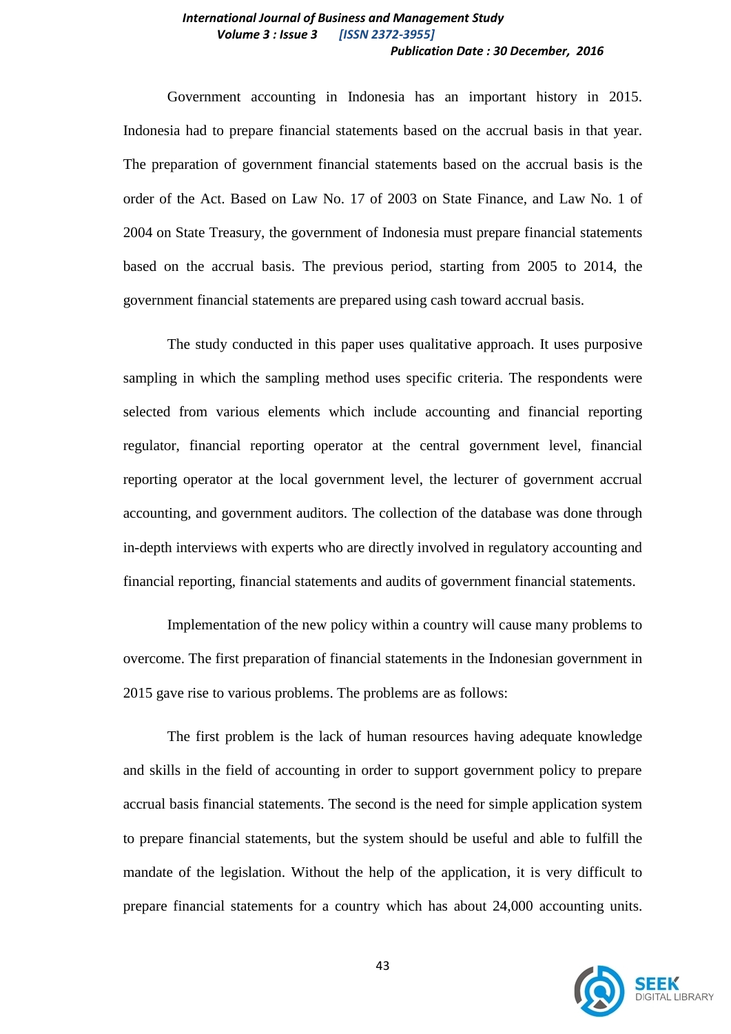Government accounting in Indonesia has an important history in 2015. Indonesia had to prepare financial statements based on the accrual basis in that year. The preparation of government financial statements based on the accrual basis is the order of the Act. Based on Law No. 17 of 2003 on State Finance, and Law No. 1 of 2004 on State Treasury, the government of Indonesia must prepare financial statements based on the accrual basis. The previous period, starting from 2005 to 2014, the government financial statements are prepared using cash toward accrual basis.

The study conducted in this paper uses qualitative approach. It uses purposive sampling in which the sampling method uses specific criteria. The respondents were selected from various elements which include accounting and financial reporting regulator, financial reporting operator at the central government level, financial reporting operator at the local government level, the lecturer of government accrual accounting, and government auditors. The collection of the database was done through in-depth interviews with experts who are directly involved in regulatory accounting and financial reporting, financial statements and audits of government financial statements.

Implementation of the new policy within a country will cause many problems to overcome. The first preparation of financial statements in the Indonesian government in 2015 gave rise to various problems. The problems are as follows:

The first problem is the lack of human resources having adequate knowledge and skills in the field of accounting in order to support government policy to prepare accrual basis financial statements. The second is the need for simple application system to prepare financial statements, but the system should be useful and able to fulfill the mandate of the legislation. Without the help of the application, it is very difficult to prepare financial statements for a country which has about 24,000 accounting units.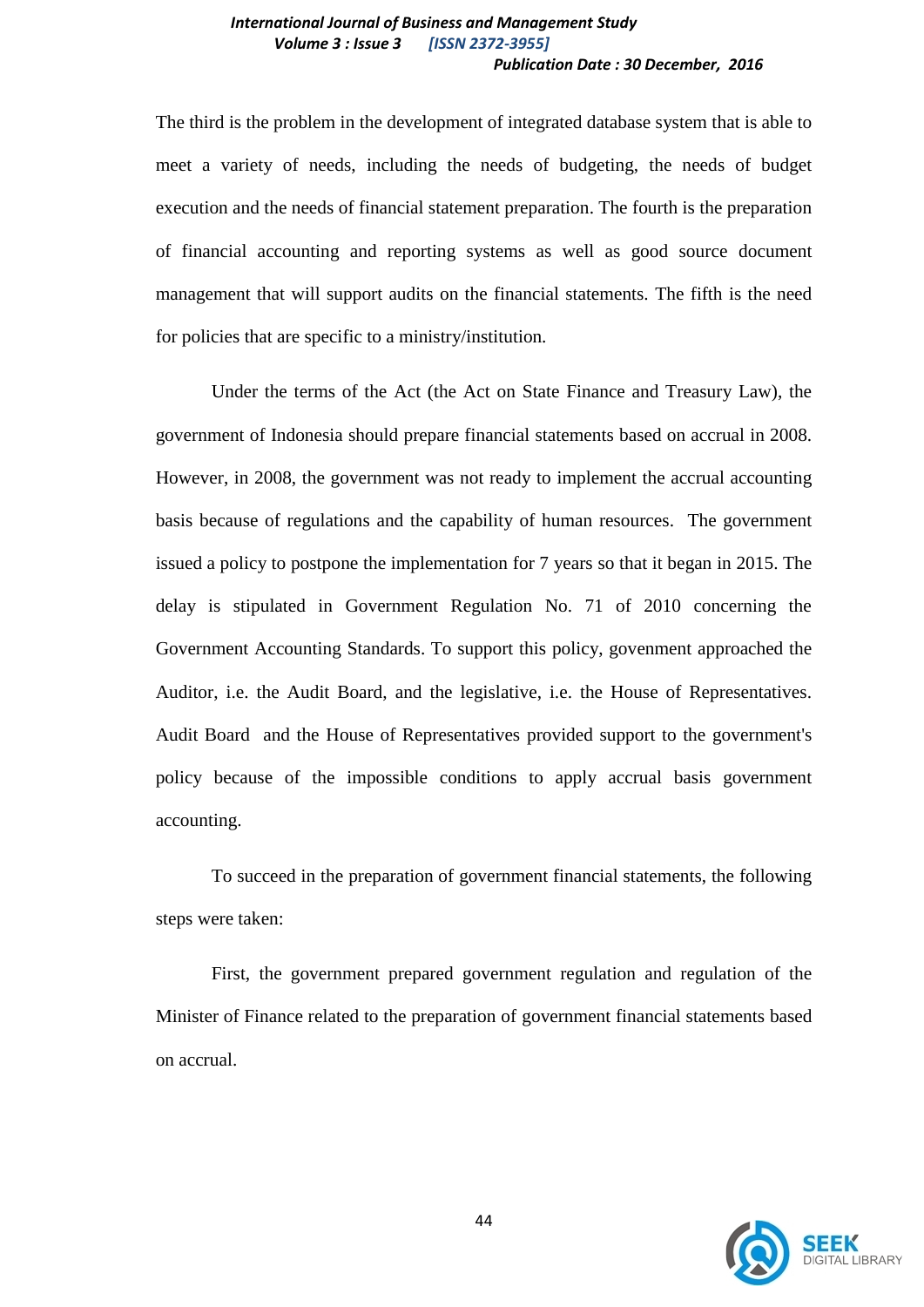The third is the problem in the development of integrated database system that is able to meet a variety of needs, including the needs of budgeting, the needs of budget execution and the needs of financial statement preparation. The fourth is the preparation of financial accounting and reporting systems as well as good source document management that will support audits on the financial statements. The fifth is the need for policies that are specific to a ministry/institution.

Under the terms of the Act (the Act on State Finance and Treasury Law), the government of Indonesia should prepare financial statements based on accrual in 2008. However, in 2008, the government was not ready to implement the accrual accounting basis because of regulations and the capability of human resources. The government issued a policy to postpone the implementation for 7 years so that it began in 2015. The delay is stipulated in Government Regulation No. 71 of 2010 concerning the Government Accounting Standards. To support this policy, govenment approached the Auditor, i.e. the Audit Board, and the legislative, i.e. the House of Representatives. Audit Board and the House of Representatives provided support to the government's policy because of the impossible conditions to apply accrual basis government accounting.

To succeed in the preparation of government financial statements, the following steps were taken:

First, the government prepared government regulation and regulation of the Minister of Finance related to the preparation of government financial statements based on accrual.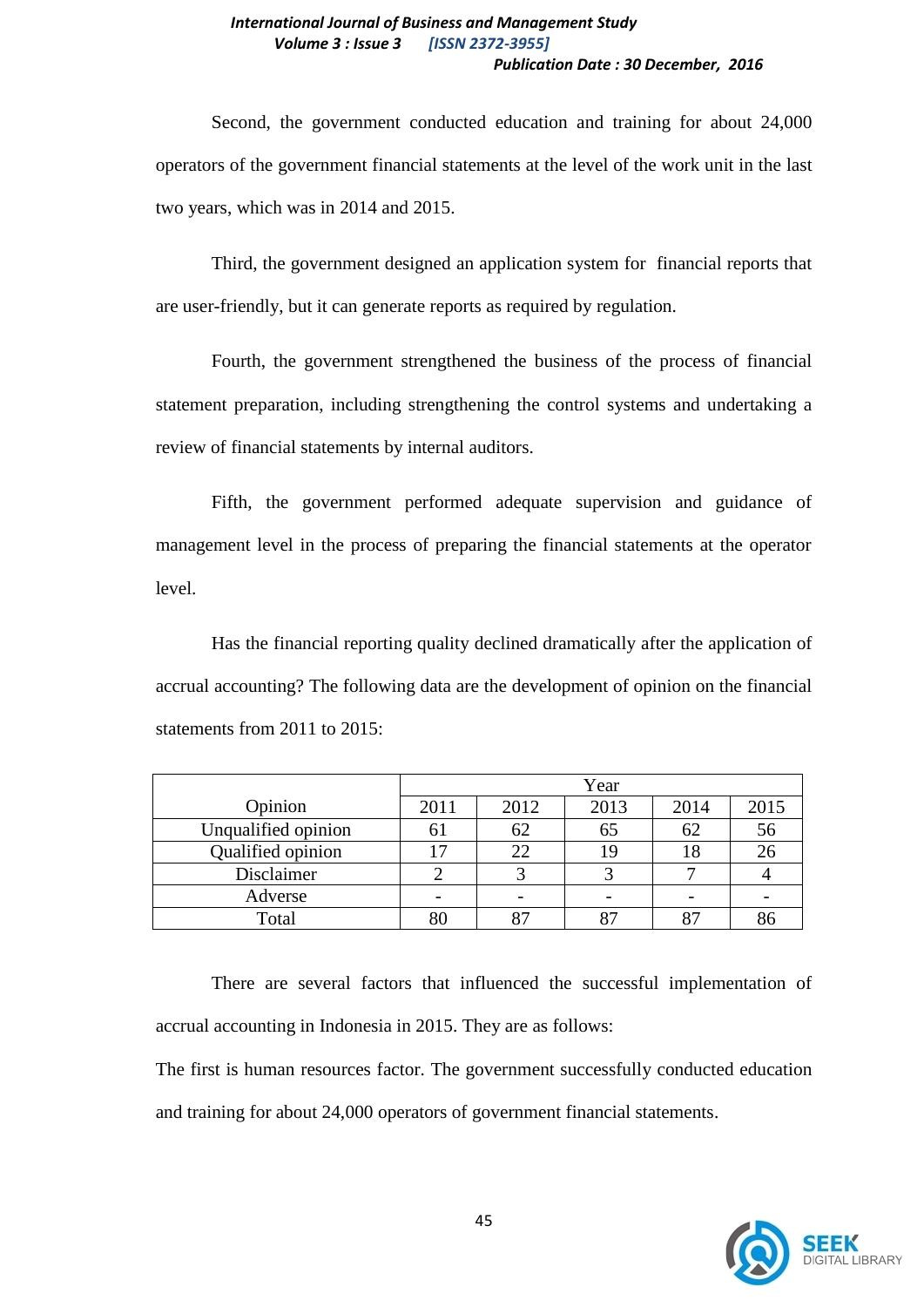Second, the government conducted education and training for about 24,000 operators of the government financial statements at the level of the work unit in the last two years, which was in 2014 and 2015.

Third, the government designed an application system for financial reports that are user-friendly, but it can generate reports as required by regulation.

Fourth, the government strengthened the business of the process of financial statement preparation, including strengthening the control systems and undertaking a review of financial statements by internal auditors.

Fifth, the government performed adequate supervision and guidance of management level in the process of preparing the financial statements at the operator level.

Has the financial reporting quality declined dramatically after the application of accrual accounting? The following data are the development of opinion on the financial statements from 2011 to 2015:

| Opinion | Year | | | | |
|---|---|---|---|---|---|
| | 2011 | 2012 | 2013 | 2014 | 2015 |
| Unqualified opinion | 61 | 62 | 65 | 62 | 56 |
| Qualified opinion | 17 | 22 | 19 | 18 | 26 |
| Disclaimer | 2 | 3 | 3 | 7 | 4 |
| Adverse | - | - | - | - | - |
| Total | 80 | 87 | 87 | 87 | 86 |

There are several factors that influenced the successful implementation of accrual accounting in Indonesia in 2015. They are as follows:

The first is human resources factor. The government successfully conducted education and training for about 24,000 operators of government financial statements.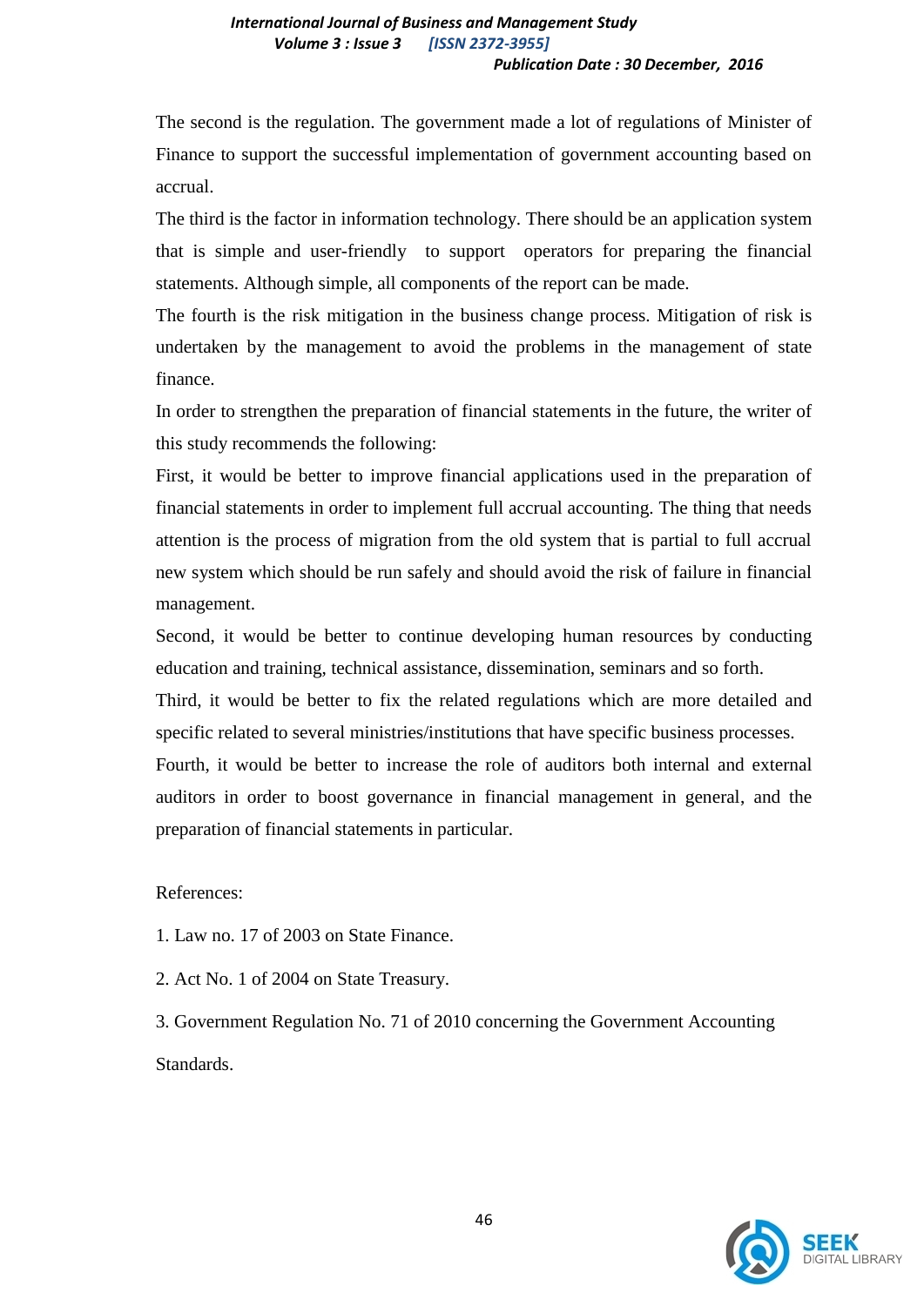The second is the regulation. The government made a lot of regulations of Minister of Finance to support the successful implementation of government accounting based on accrual.

The third is the factor in information technology. There should be an application system that is simple and user-friendly to support operators for preparing the financial statements. Although simple, all components of the report can be made.

The fourth is the risk mitigation in the business change process. Mitigation of risk is undertaken by the management to avoid the problems in the management of state finance.

In order to strengthen the preparation of financial statements in the future, the writer of this study recommends the following:

First, it would be better to improve financial applications used in the preparation of financial statements in order to implement full accrual accounting. The thing that needs attention is the process of migration from the old system that is partial to full accrual new system which should be run safely and should avoid the risk of failure in financial management.

Second, it would be better to continue developing human resources by conducting education and training, technical assistance, dissemination, seminars and so forth.

Third, it would be better to fix the related regulations which are more detailed and specific related to several ministries/institutions that have specific business processes.

Fourth, it would be better to increase the role of auditors both internal and external auditors in order to boost governance in financial management in general, and the preparation of financial statements in particular.

References:

1. Law no. 17 of 2003 on State Finance.

2. Act No. 1 of 2004 on State Treasury.

3. Government Regulation No. 71 of 2010 concerning the Government Accounting Standards.